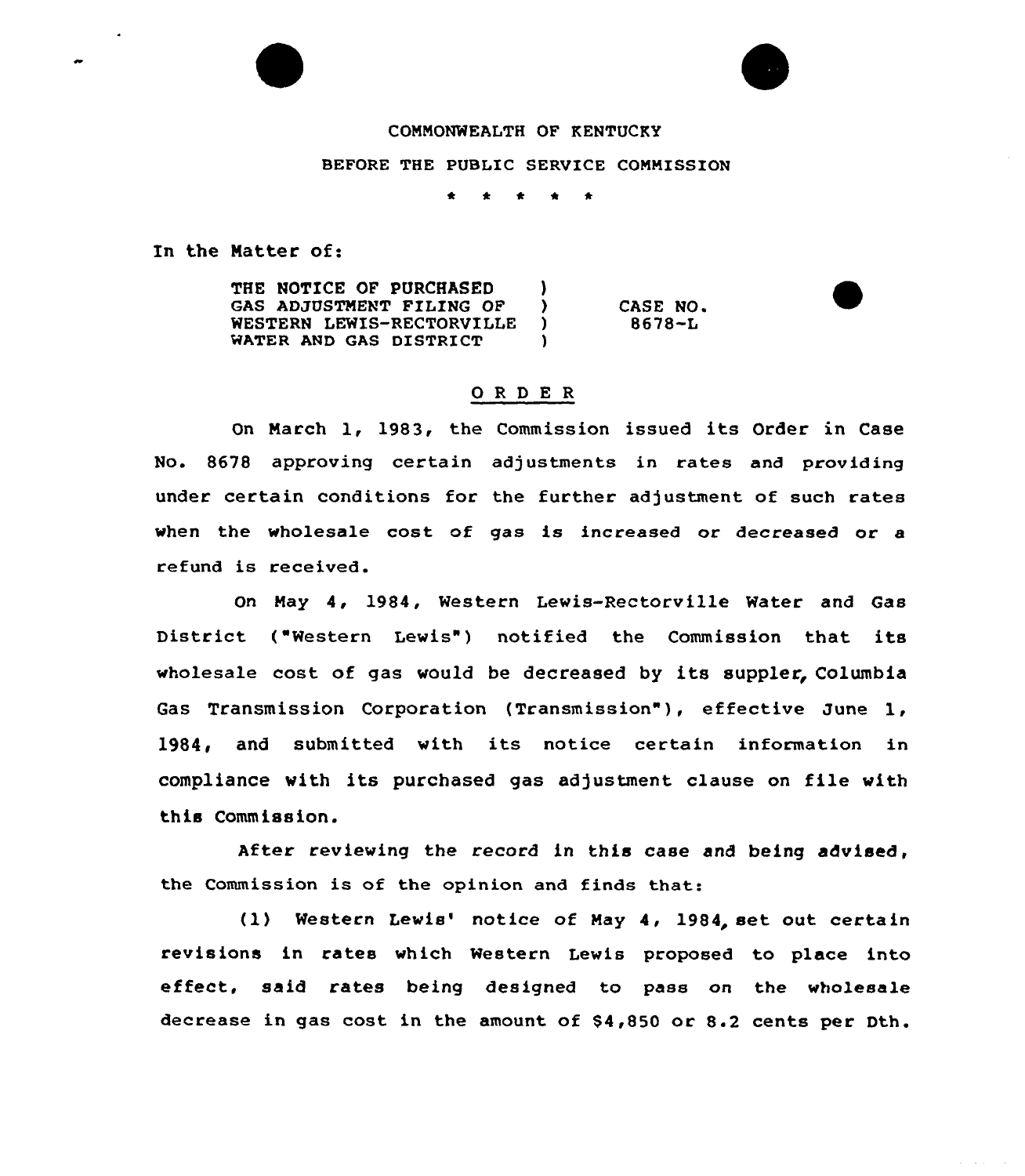COMMONWEALTH OF KENTUCKY

BEFORE THE PUBLIC SERVICE COMMISSION

\* \* \* \* \*

In the Matter of:

| | | |
|---|---|---|
| THE NOTICE OF PURCHASED GAS ADJUSTMENT FILING OF WESTERN LEWIS-RECTORVILLE WATER AND GAS DISTRICT | ) ) ) ) | CASE NO. 8678-L |

## O R D E R

On March 1, 1983, the Commission issued its Order in Case No. 8678 approving certain adjustments in rates and providing under certain conditions for the further adjustment of such rates when the wholesale cost of gas is increased or decreased or a refund is received.

On May 4, 1984, Western Lewis-Rectorville Water and Gas District ("Western Lewis") notified the Commission that its wholesale cost of gas would be decreased by its suppler, Columbia Gas Transmission Corporation (Transmission"), effective June 1, 1984, and submitted with its notice certain information in compliance with its purchased gas adjustment clause on file with this Commission.

After reviewing the record in this case and being advised, the Commission is of the opinion and finds that:

(1) Western Lewis' notice of May 4, 1984, set out certain revisions in rates which Western Lewis proposed to place into effect, said rates being designed to pass on the wholesale decrease in gas cost in the amount of $4,850 or 8.2 cents per Dth.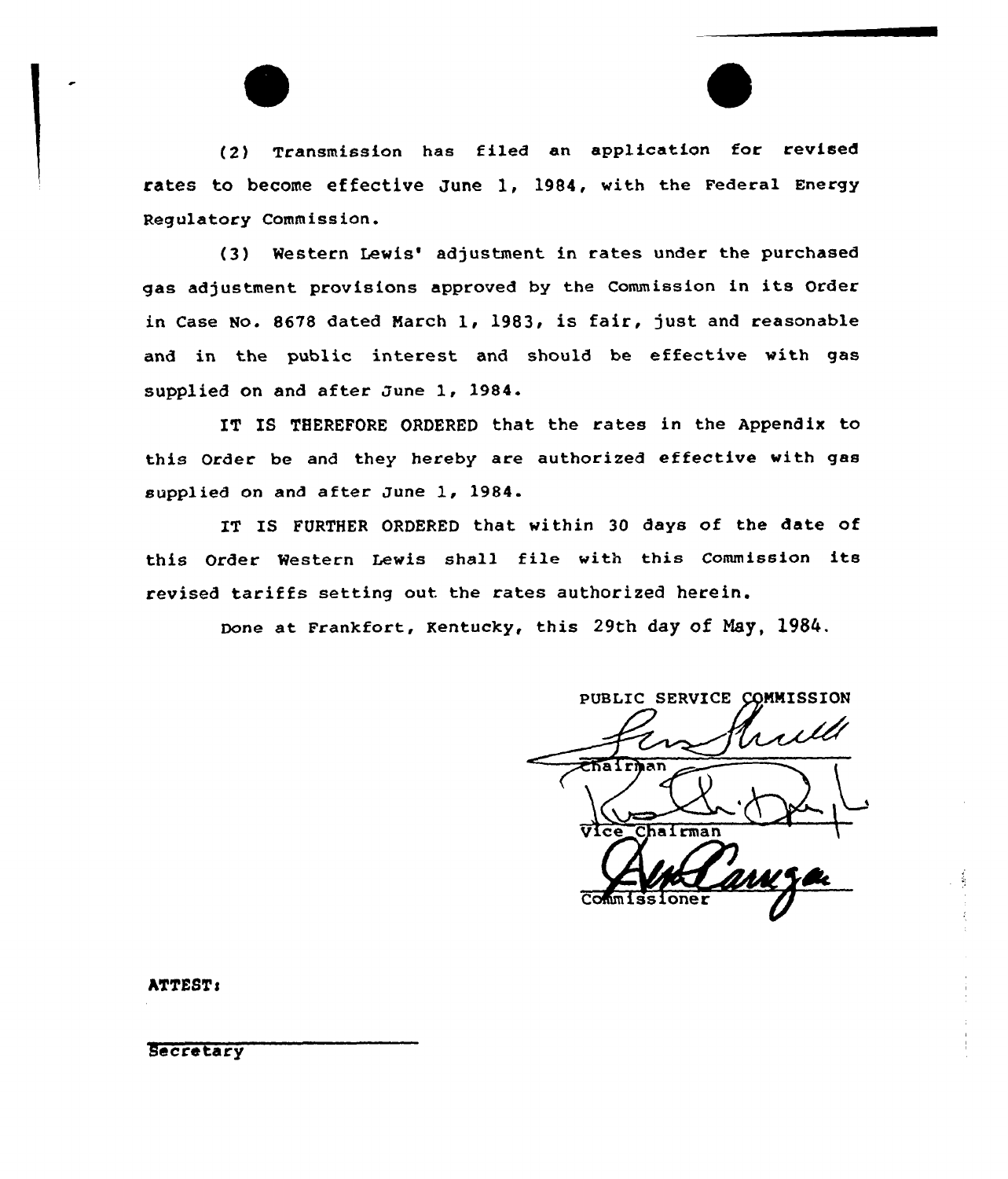(2) Transmission has filed an application for revised rates to become effective June 1, 1984, with the Federal Energy Regulatory Commission.

(3) Western Lewis' adjustment in rates under the purchased gas adjustment provisions approved by the Commission in its Order in Case No. 8678 dated March 1, 1983, is fair, just and reasonable and in the public interest and should be effective with gas supplied on and after June 1, 1984.

IT IS THEREFORE ORDERED that the rates in the Appendix to this Order be and they hereby are authorized effective with gas supplied on and after June 1, 1984.

IT IS FURTHER ORDERED that within 30 days of the date of this Order Western Lewis shall file with this Commission its revised tariffs setting out the rates authorized herein.

Done at Frankfort, Kentucky, this 29th day of May, 1984.

PUBLIC SERVICE COMMISSION

Chairman

Vice Chairman

Commissioner

ATTEST:

Secretary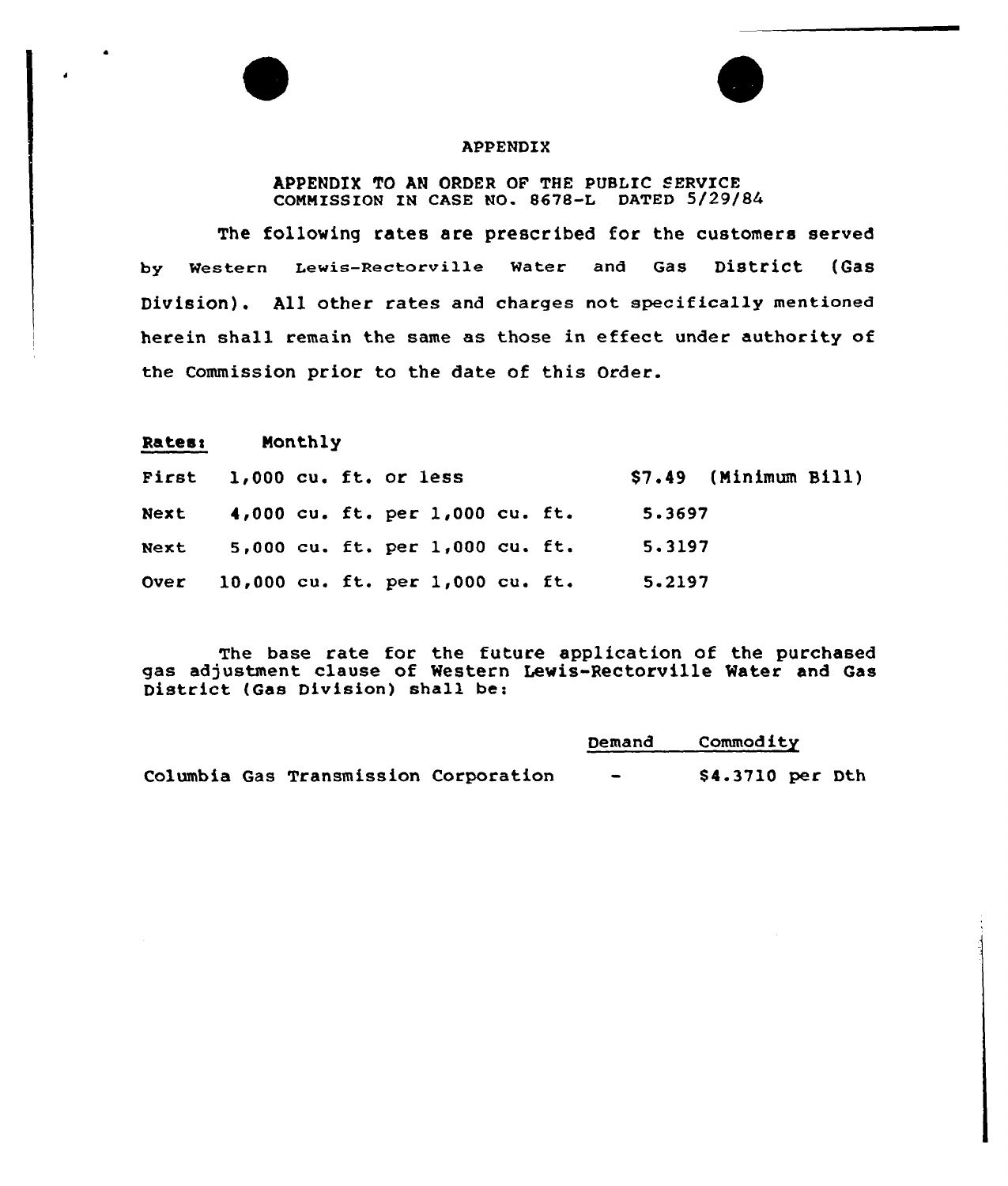# APPENDIX

## APPENDIX TO AN ORDER OF THE PUBLIC SERVICE COMMISSION IN CASE NO. 8678-L DATED 5/29/84

The following rates are prescribed for the customers served by Western Lewis-Rectorville Water and Gas District (Gas Division). All other rates and charges not specifically mentioned herein shall remain the same as those in effect under authority of the Commission prior to the date of this Order.

**Rates:** Monthly

| | | |
|---|---|---|
| First | 1,000 cu. ft. or less | $7.49 (Minimum Bill) |
| Next | 4,000 cu. ft. per 1,000 cu. ft. | 5.3697 |
| Next | 5,000 cu. ft. per 1,000 cu. ft. | 5.3197 |
| Over | 10,000 cu. ft. per 1,000 cu. ft. | 5.2197 |

The base rate for the future application of the purchased gas adjustment clause of Western Lewis-Rectorville Water and Gas District (Gas Division) shall be:

| | Demand | Commodity |
|---|---|---|
| Columbia Gas Transmission Corporation | - | $4.3710 per Dth |